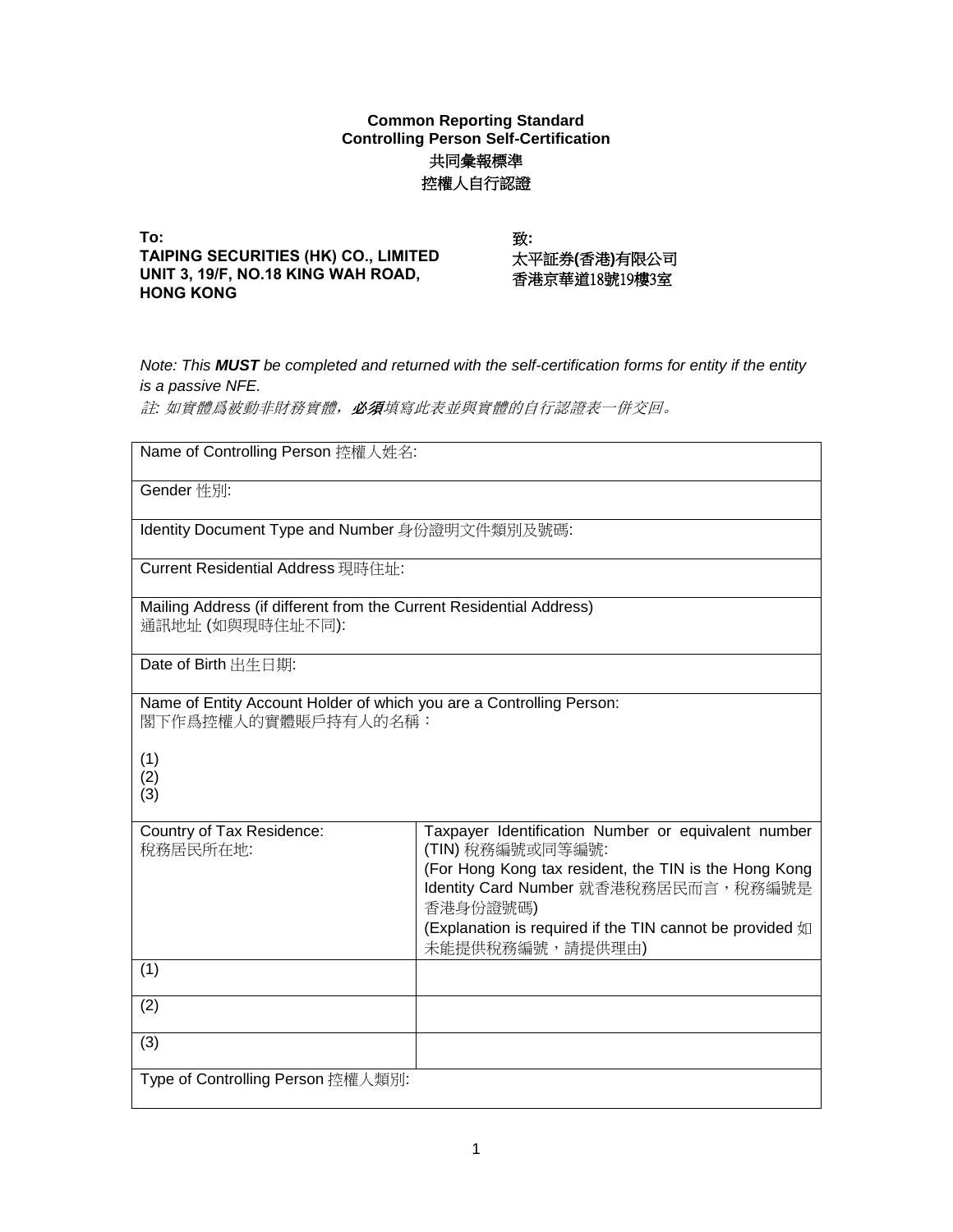**Common Reporting Standard**
**Controlling Person Self-Certification**
**共同彙報標準**
**控權人自行認證**

**To:**
**TAIPING SECURITIES (HK) CO., LIMITED**
**UNIT 3, 19/F, NO.18 KING WAH ROAD,**
**HONG KONG**

**致:**
**太平証券(香港)有限公司**
**香港京華道18號19樓3室**

*Note: This* ***MUST*** *be completed and returned with the self-certification forms for entity if the entity is a passive NFE.*
*註: 如實體爲被動非財務實體，**必須**填寫此表並與實體的自行認證表一併交回。*

| Name of Controlling Person 控權人姓名: | |
|---|---|
| Gender 性別: | |
| Identity Document Type and Number 身份證明文件類別及號碼: | |
| Current Residential Address 現時住址: | |
| Mailing Address (if different from the Current Residential Address)<br>通訊地址 (如與現時住址不同): | |
| Date of Birth 出生日期: | |
| Name of Entity Account Holder of which you are a Controlling Person:<br>閣下作爲控權人的實體賬戶持有人的名稱：<br><br>(1)<br>(2)<br>(3) | |
| Country of Tax Residence:<br>稅務居民所在地: | Taxpayer Identification Number or equivalent number (TIN) 稅務編號或同等編號:<br>(For Hong Kong tax resident, the TIN is the Hong Kong Identity Card Number 就香港稅務居民而言，稅務編號是香港身份證號碼)<br>(Explanation is required if the TIN cannot be provided 如未能提供稅務編號，請提供理由) |
| (1) | |
| (2) | |
| (3) | |
| Type of Controlling Person 控權人類別: | |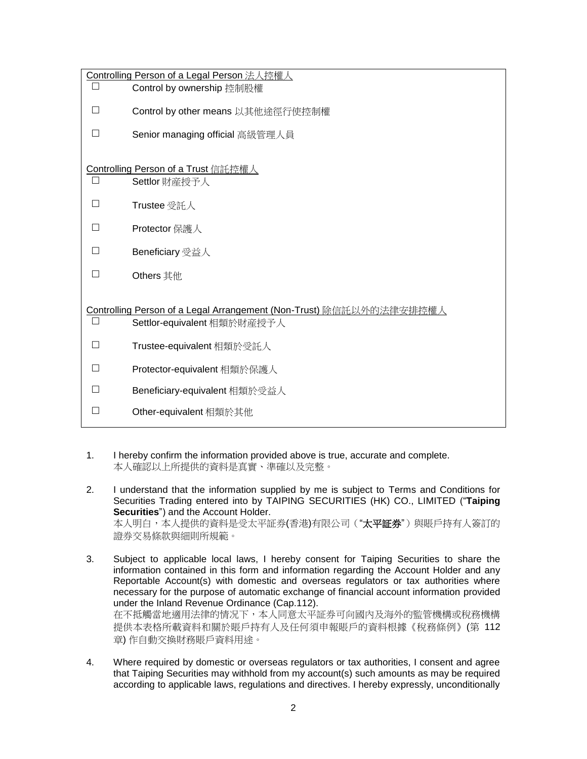Controlling Person of a Legal Person 法人控權人

- ☐ Control by ownership 控制股權
- ☐ Control by other means 以其他途徑行使控制權
- ☐ Senior managing official 高級管理人員

Controlling Person of a Trust 信託控權人

- ☐ Settlor 財產授予人
- ☐ Trustee 受託人
- ☐ Protector 保護人
- ☐ Beneficiary 受益人
- ☐ Others 其他

Controlling Person of a Legal Arrangement (Non-Trust) 除信託以外的法律安排控權人

- ☐ Settlor-equivalent 相類於財產授予人
- ☐ Trustee-equivalent 相類於受託人
- ☐ Protector-equivalent 相類於保護人
- ☐ Beneficiary-equivalent 相類於受益人
- ☐ Other-equivalent 相類於其他

1. I hereby confirm the information provided above is true, accurate and complete.
   本人確認以上所提供的資料是真實、準確以及完整。

2. I understand that the information supplied by me is subject to Terms and Conditions for Securities Trading entered into by TAIPING SECURITIES (HK) CO., LIMITED ("**Taiping Securities**") and the Account Holder.
   本人明白，本人提供的資料是受太平証券(香港)有限公司（"**太平証券**"）與賬戶持有人簽訂的證券交易條款與細則所規範。

3. Subject to applicable local laws, I hereby consent for Taiping Securities to share the information contained in this form and information regarding the Account Holder and any Reportable Account(s) with domestic and overseas regulators or tax authorities where necessary for the purpose of automatic exchange of financial account information provided under the Inland Revenue Ordinance (Cap.112).
   在不抵觸當地適用法律的情況下，本人同意太平証券可向國內及海外的監管機構或稅務機構提供本表格所載資料和關於賬戶持有人及任何須申報賬戶的資料根據《稅務條例》(第 112 章) 作自動交換財務賬戶資料用途。

4. Where required by domestic or overseas regulators or tax authorities, I consent and agree that Taiping Securities may withhold from my account(s) such amounts as may be required according to applicable laws, regulations and directives. I hereby expressly, unconditionally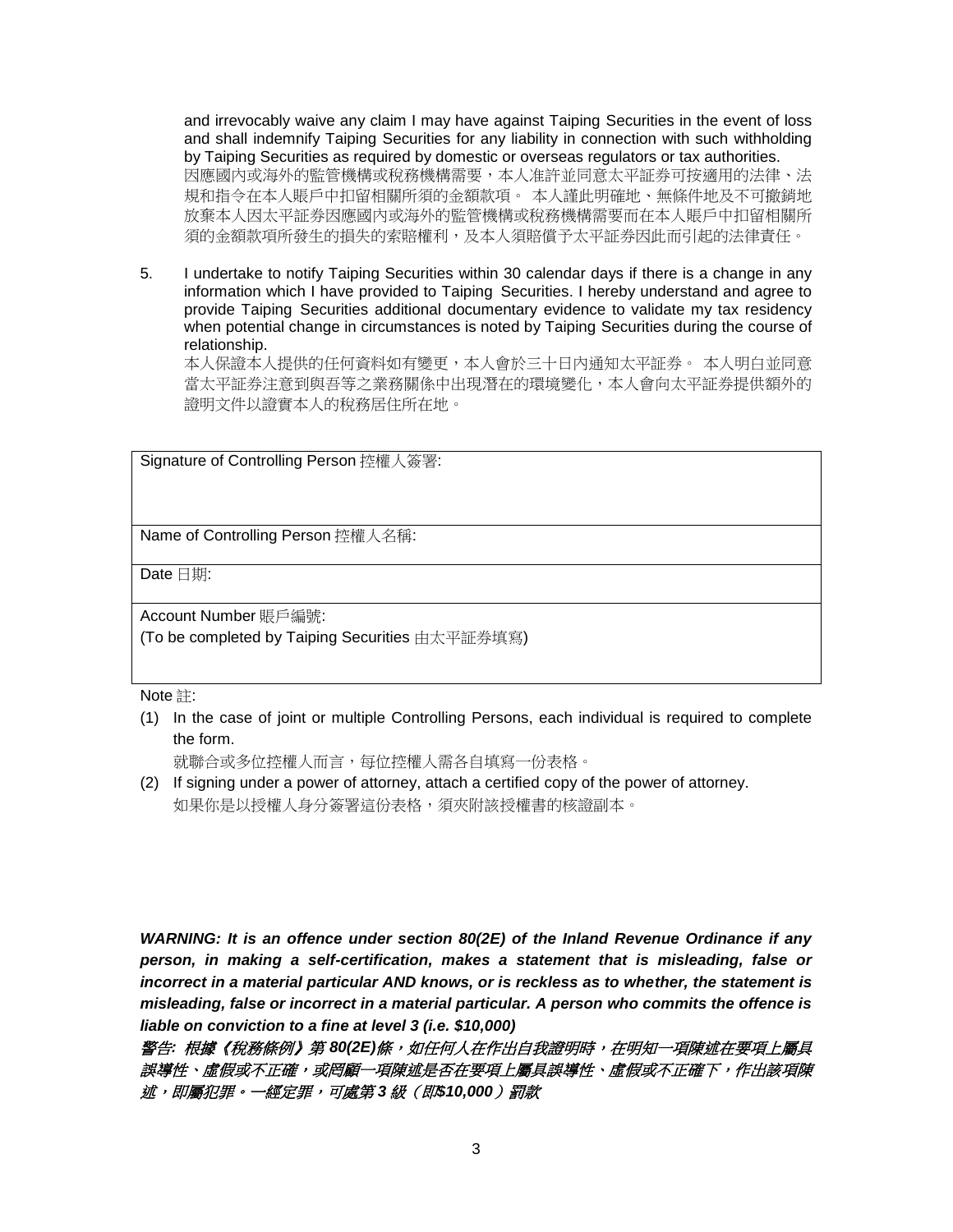and irrevocably waive any claim I may have against Taiping Securities in the event of loss and shall indemnify Taiping Securities for any liability in connection with such withholding by Taiping Securities as required by domestic or overseas regulators or tax authorities.
因應國內或海外的監管機構或稅務機構需要，本人准許並同意太平証券可按適用的法律、法規和指令在本人賬戶中扣留相關所須的金額款項。 本人謹此明確地、無條件地及不可撤銷地放棄本人因太平証券因應國內或海外的監管機構或稅務機構需要而在本人賬戶中扣留相關所須的金額款項所發生的損失的索賠權利，及本人須賠償予太平証券因此而引起的法律責任。

5. I undertake to notify Taiping Securities within 30 calendar days if there is a change in any information which I have provided to Taiping Securities. I hereby understand and agree to provide Taiping Securities additional documentary evidence to validate my tax residency when potential change in circumstances is noted by Taiping Securities during the course of relationship.
本人保證本人提供的任何資料如有變更，本人會於三十日內通知太平証券。 本人明白並同意當太平証券注意到與吾等之業務關係中出現潛在的環境變化，本人會向太平証券提供額外的證明文件以證實本人的稅務居住所在地。

| Signature of Controlling Person 控權人簽署: |
| --- |
| Name of Controlling Person 控權人名稱: |
| Date 日期: |
| Account Number 賬戶編號:<br>(To be completed by Taiping Securities 由太平証券填寫) |

Note 註:

(1) In the case of joint or multiple Controlling Persons, each individual is required to complete the form.
就聯合或多位控權人而言，每位控權人需各自填寫一份表格。

(2) If signing under a power of attorney, attach a certified copy of the power of attorney.
如果你是以授權人身分簽署這份表格，須夾附該授權書的核證副本。

***WARNING: It is an offence under section 80(2E) of the Inland Revenue Ordinance if any person, in making a self-certification, makes a statement that is misleading, false or incorrect in a material particular AND knows, or is reckless as to whether, the statement is misleading, false or incorrect in a material particular. A person who commits the offence is liable on conviction to a fine at level 3 (i.e. $10,000)***

***警告: 根據《稅務條例》第 80(2E)條，如任何人在作出自我證明時，在明知一項陳述在要項上屬具誤導性、虛假或不正確，或罔顧一項陳述是否在要項上屬具誤導性、虛假或不正確下，作出該項陳述，即屬犯罪。一經定罪，可處第 3 級（即$10,000）罰款***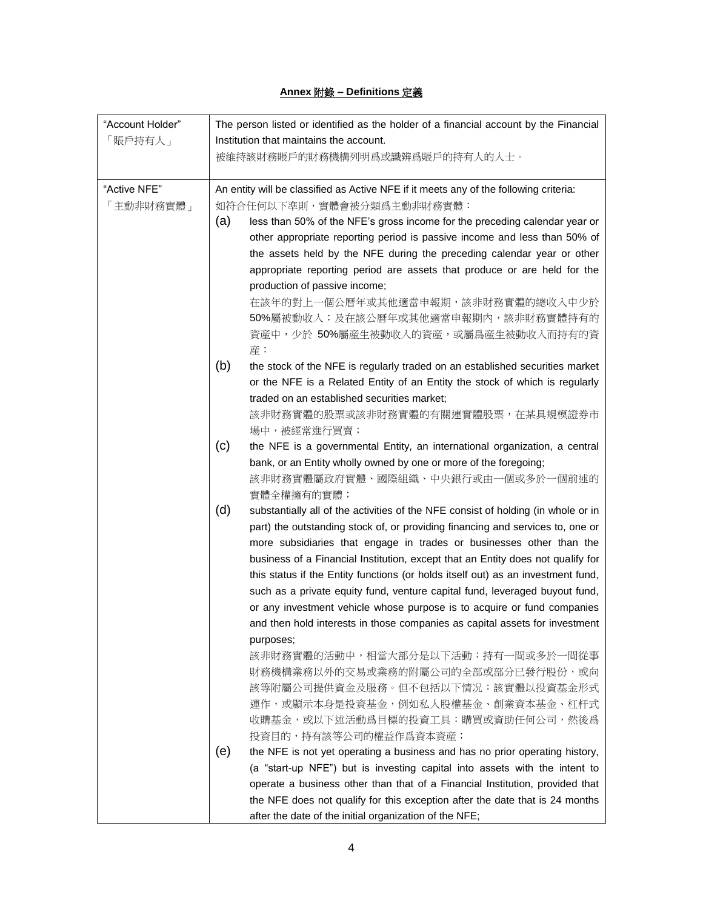**<u>Annex 附錄 – Definitions 定義</u>**

| | |
|---|---|
| "Account Holder"<br>「賬戶持有人」 | The person listed or identified as the holder of a financial account by the Financial Institution that maintains the account.<br>被維持該財務賬戶的財務機構列明爲或識辨爲賬戶的持有人的人士。 |
| "Active NFE"<br>「主動非財務實體」 | An entity will be classified as Active NFE if it meets any of the following criteria:<br>如符合任何以下準則，實體會被分類爲主動非財務實體：<br>(a) less than 50% of the NFE's gross income for the preceding calendar year or other appropriate reporting period is passive income and less than 50% of the assets held by the NFE during the preceding calendar year or other appropriate reporting period are assets that produce or are held for the production of passive income;<br>在該年的對上一個公曆年或其他適當申報期，該非財務實體的總收入中少於50%屬被動收入；及在該公曆年或其他適當申報期內，該非財務實體持有的資產中，少於 50%屬產生被動收入的資產，或屬爲產生被動收入而持有的資產；<br>(b) the stock of the NFE is regularly traded on an established securities market or the NFE is a Related Entity of an Entity the stock of which is regularly traded on an established securities market;<br>該非財務實體的股票或該非財務實體的有關連實體股票，在某具規模證券市場中，被經常進行買賣；<br>(c) the NFE is a governmental Entity, an international organization, a central bank, or an Entity wholly owned by one or more of the foregoing;<br>該非財務實體屬政府實體、國際組織、中央銀行或由一個或多於一個前述的實體全權擁有的實體；<br>(d) substantially all of the activities of the NFE consist of holding (in whole or in part) the outstanding stock of, or providing financing and services to, one or more subsidiaries that engage in trades or businesses other than the business of a Financial Institution, except that an Entity does not qualify for this status if the Entity functions (or holds itself out) as an investment fund, such as a private equity fund, venture capital fund, leveraged buyout fund, or any investment vehicle whose purpose is to acquire or fund companies and then hold interests in those companies as capital assets for investment purposes;<br>該非財務實體的活動中，相當大部分是以下活動：持有一間或多於一間從事財務機構業務以外的交易或業務的附屬公司的全部或部分已發行股份，或向該等附屬公司提供資金及服務。但不包括以下情況：該實體以投資基金形式運作，或顯示本身是投資基金，例如私人股權基金、創業資本基金、杠杆式收購基金，或以下述活動爲目標的投資工具：購買或資助任何公司，然後爲投資目的，持有該等公司的權益作爲資本資產；<br>(e) the NFE is not yet operating a business and has no prior operating history, (a "start-up NFE") but is investing capital into assets with the intent to operate a business other than that of a Financial Institution, provided that the NFE does not qualify for this exception after the date that is 24 months after the date of the initial organization of the NFE; |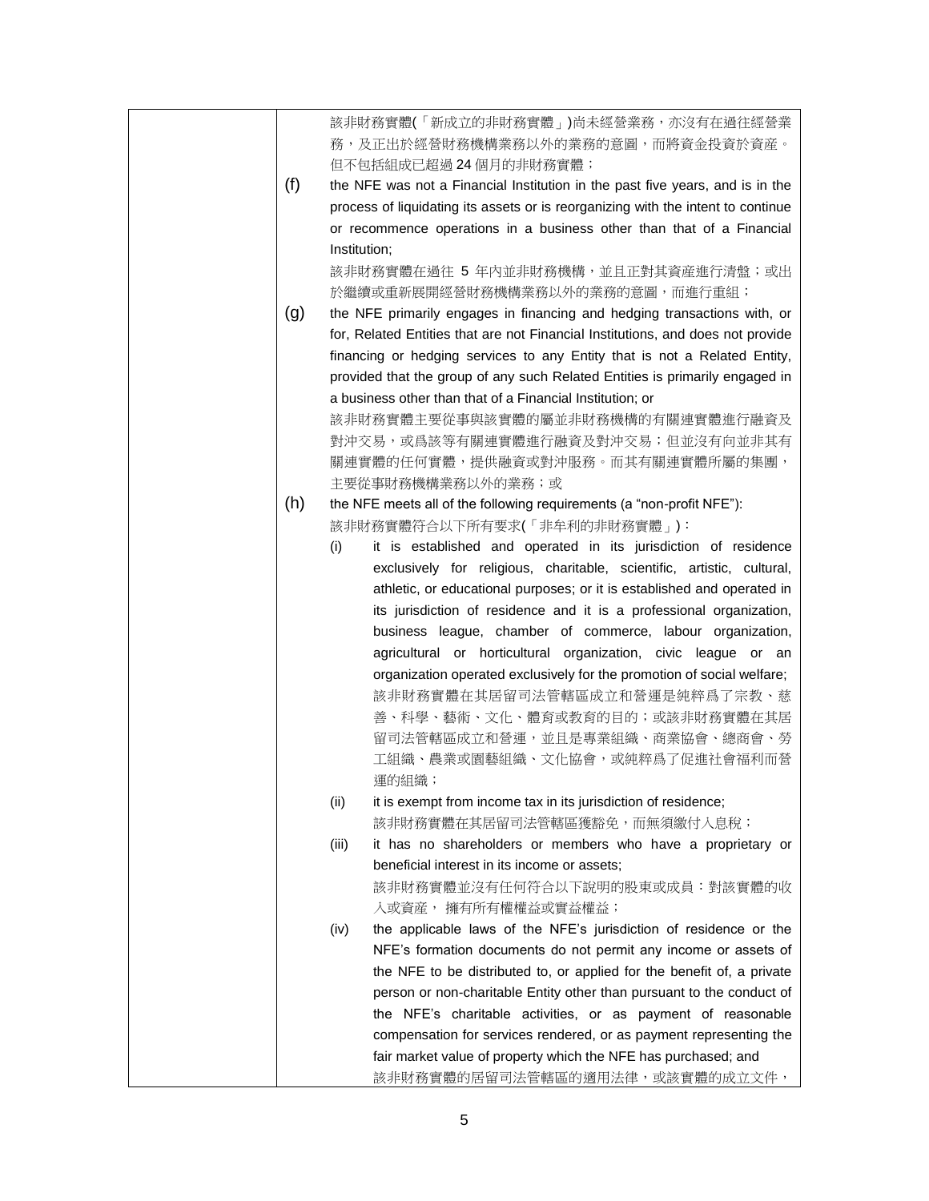該非財務實體(「新成立的非財務實體」)尚未經營業務，亦沒有在過往經營業務，及正出於經營財務機構業務以外的業務的意圖，而將資金投資於資產。但不包括組成已超過 24 個月的非財務實體；

(f) the NFE was not a Financial Institution in the past five years, and is in the process of liquidating its assets or is reorganizing with the intent to continue or recommence operations in a business other than that of a Financial Institution;

該非財務實體在過往 5 年內並非財務機構，並且正對其資產進行清盤；或出於繼續或重新展開經營財務機構業務以外的業務的意圖，而進行重組；

(g) the NFE primarily engages in financing and hedging transactions with, or for, Related Entities that are not Financial Institutions, and does not provide financing or hedging services to any Entity that is not a Related Entity, provided that the group of any such Related Entities is primarily engaged in a business other than that of a Financial Institution; or

該非財務實體主要從事與該實體的屬並非財務機構的有關連實體進行融資及對沖交易，或爲該等有關連實體進行融資及對沖交易；但並沒有向並非其有關連實體的任何實體，提供融資或對沖服務。而其有關連實體所屬的集團，主要從事財務機構業務以外的業務；或

(h) the NFE meets all of the following requirements (a "non-profit NFE"):

該非財務實體符合以下所有要求(「非牟利的非財務實體」)：

(i) it is established and operated in its jurisdiction of residence exclusively for religious, charitable, scientific, artistic, cultural, athletic, or educational purposes; or it is established and operated in its jurisdiction of residence and it is a professional organization, business league, chamber of commerce, labour organization, agricultural or horticultural organization, civic league or an organization operated exclusively for the promotion of social welfare;

該非財務實體在其居留司法管轄區成立和營運是純粹爲了宗教、慈善、科學、藝術、文化、體育或教育的目的；或該非財務實體在其居留司法管轄區成立和營運，並且是專業組織、商業協會、總商會、勞工組織、農業或園藝組織、文化協會，或純粹爲了促進社會福利而營運的組織；

(ii) it is exempt from income tax in its jurisdiction of residence;

該非財務實體在其居留司法管轄區獲豁免，而無須繳付入息稅；

(iii) it has no shareholders or members who have a proprietary or beneficial interest in its income or assets;

該非財務實體並沒有任何符合以下說明的股東或成員：對該實體的收入或資產， 擁有所有權權益或實益權益；

(iv) the applicable laws of the NFE's jurisdiction of residence or the NFE's formation documents do not permit any income or assets of the NFE to be distributed to, or applied for the benefit of, a private person or non-charitable Entity other than pursuant to the conduct of the NFE's charitable activities, or as payment of reasonable compensation for services rendered, or as payment representing the fair market value of property which the NFE has purchased; and

該非財務實體的居留司法管轄區的適用法律，或該實體的成立文件，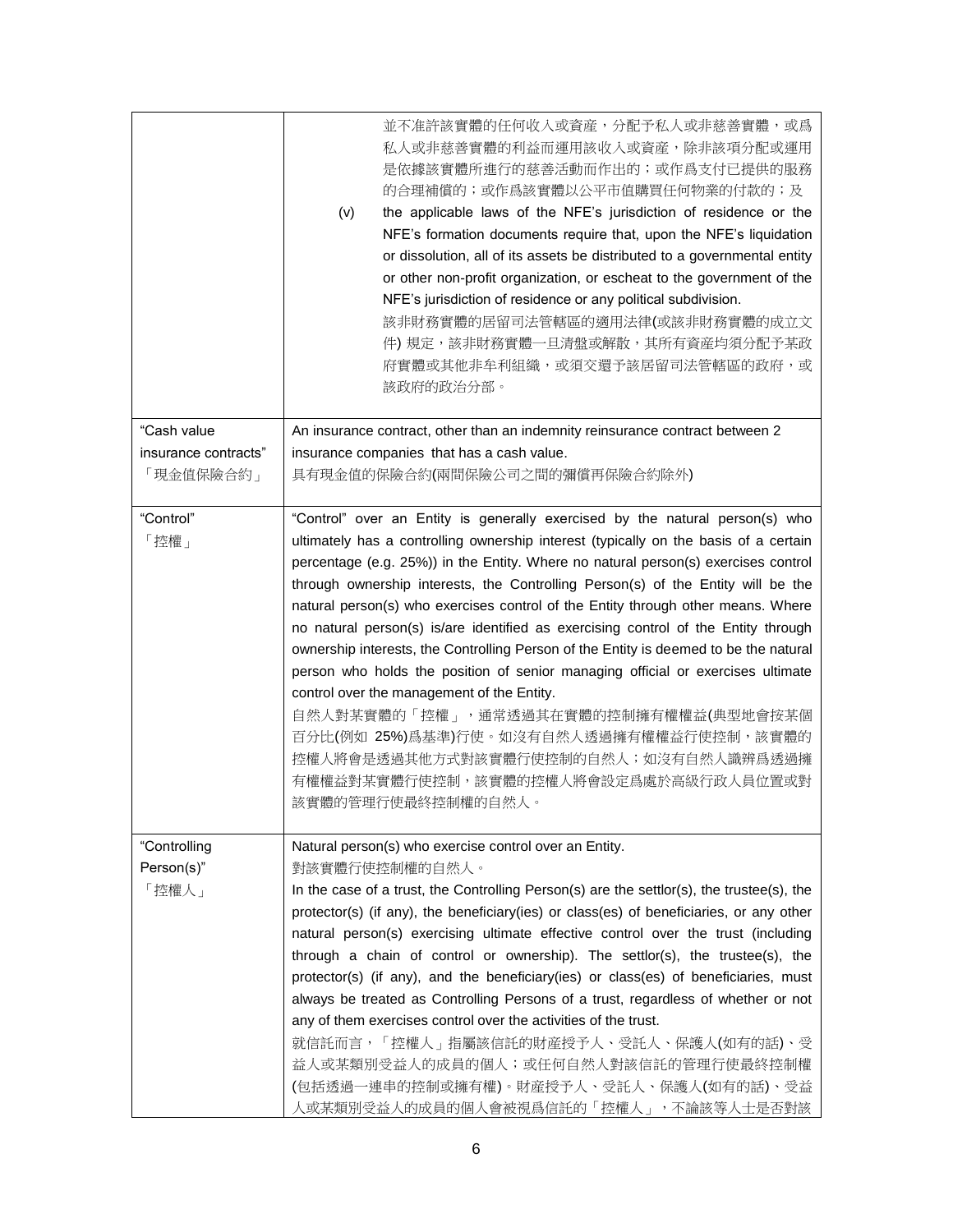| | |
|---|---|
| | 並不准許該實體的任何收入或資產，分配予私人或非慈善實體，或爲私人或非慈善實體的利益而運用該收入或資產，除非該項分配或運用是依據該實體所進行的慈善活動而作出的；或作爲支付已提供的服務的合理補償的；或作爲該實體以公平市值購買任何物業的付款的；及<br>(v) the applicable laws of the NFE's jurisdiction of residence or the NFE's formation documents require that, upon the NFE's liquidation or dissolution, all of its assets be distributed to a governmental entity or other non-profit organization, or escheat to the government of the NFE's jurisdiction of residence or any political subdivision.<br>該非財務實體的居留司法管轄區的適用法律(或該非財務實體的成立文件) 規定，該非財務實體一旦清盤或解散，其所有資產均須分配予某政府實體或其他非牟利組織，或須交還予該居留司法管轄區的政府，或該政府的政治分部。 |
| "Cash value insurance contracts"<br>「現金值保險合約」 | An insurance contract, other than an indemnity reinsurance contract between 2 insurance companies that has a cash value.<br>具有現金值的保險合約(兩間保險公司之間的彌償再保險合約除外) |
| "Control"<br>「控權」 | "Control" over an Entity is generally exercised by the natural person(s) who ultimately has a controlling ownership interest (typically on the basis of a certain percentage (e.g. 25%)) in the Entity. Where no natural person(s) exercises control through ownership interests, the Controlling Person(s) of the Entity will be the natural person(s) who exercises control of the Entity through other means. Where no natural person(s) is/are identified as exercising control of the Entity through ownership interests, the Controlling Person of the Entity is deemed to be the natural person who holds the position of senior managing official or exercises ultimate control over the management of the Entity.<br>自然人對某實體的「控權」，通常透過其在實體的控制擁有權權益(典型地會按某個百分比(例如 25%)爲基準)行使。如沒有自然人透過擁有權權益行使控制，該實體的控權人將會是透過其他方式對該實體行使控制的自然人；如沒有自然人識辨爲透過擁有權權益對某實體行使控制，該實體的控權人將會設定爲處於高級行政人員位置或對該實體的管理行使最終控制權的自然人。 |
| "Controlling Person(s)"<br>「控權人」 | Natural person(s) who exercise control over an Entity.<br>對該實體行使控制權的自然人。<br>In the case of a trust, the Controlling Person(s) are the settlor(s), the trustee(s), the protector(s) (if any), the beneficiary(ies) or class(es) of beneficiaries, or any other natural person(s) exercising ultimate effective control over the trust (including through a chain of control or ownership). The settlor(s), the trustee(s), the protector(s) (if any), and the beneficiary(ies) or class(es) of beneficiaries, must always be treated as Controlling Persons of a trust, regardless of whether or not any of them exercises control over the activities of the trust.<br>就信託而言，「控權人」指屬該信託的財產授予人、受託人、保護人(如有的話)、受益人或某類別受益人的成員的個人；或任何自然人對該信託的管理行使最終控制權(包括透過一連串的控制或擁有權)。財産授予人、受託人、保護人(如有的話)、受益人或某類別受益人的成員的個人會被視爲信託的「控權人」，不論該等人士是否對該 |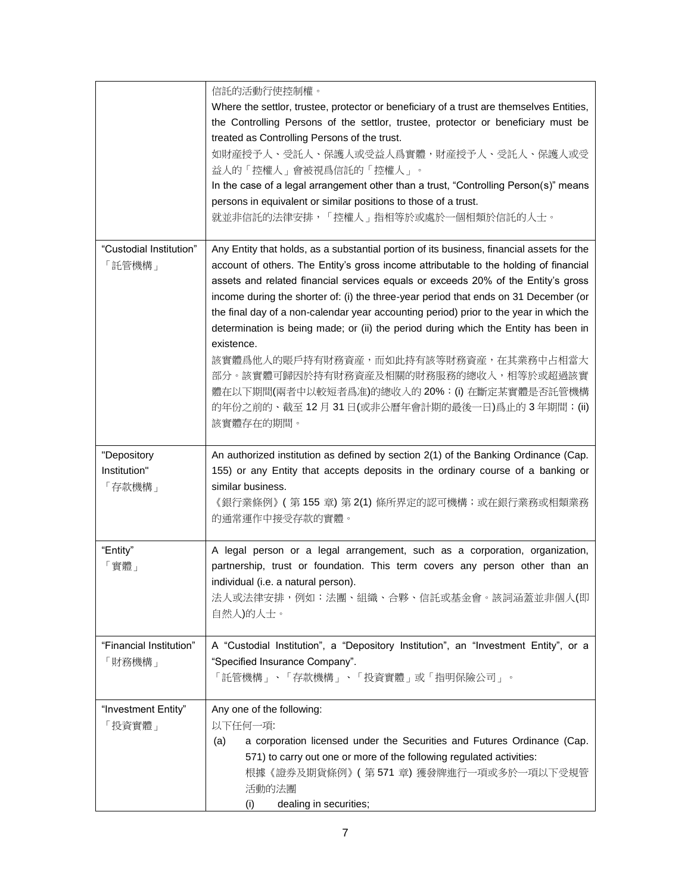| | |
|---|---|
| | 信託的活動行使控制權。<br>Where the settlor, trustee, protector or beneficiary of a trust are themselves Entities, the Controlling Persons of the settlor, trustee, protector or beneficiary must be treated as Controlling Persons of the trust.<br>如財產授予人、受託人、保護人或受益人爲實體，財產授予人、受託人、保護人或受益人的「控權人」會被視爲信託的「控權人」。<br>In the case of a legal arrangement other than a trust, "Controlling Person(s)" means persons in equivalent or similar positions to those of a trust.<br>就並非信託的法律安排，「控權人」指相等於或處於一個相類於信託的人士。 |
| "Custodial Institution"<br>「託管機構」 | Any Entity that holds, as a substantial portion of its business, financial assets for the account of others. The Entity's gross income attributable to the holding of financial assets and related financial services equals or exceeds 20% of the Entity's gross income during the shorter of: (i) the three-year period that ends on 31 December (or the final day of a non-calendar year accounting period) prior to the year in which the determination is being made; or (ii) the period during which the Entity has been in existence.<br>該實體爲他人的賬戶持有財務資産，而如此持有該等財務資産，在其業務中占相當大部分。該實體可歸因於持有財務資産及相關的財務服務的總收入，相等於或超過該實體在以下期間(兩者中以較短者爲准)的總收入的 20%：(i) 在斷定某實體是否託管機構的年份之前的、截至 12 月 31 日(或非公曆年會計期的最後一日)爲止的 3 年期間；(ii) 該實體存在的期間。 |
| "Depository Institution"<br>「存款機構」 | An authorized institution as defined by section 2(1) of the Banking Ordinance (Cap. 155) or any Entity that accepts deposits in the ordinary course of a banking or similar business.<br>《銀行業條例》( 第 155 章) 第 2(1) 條所界定的認可機構；或在銀行業務或相類業務的通常運作中接受存款的實體。 |
| "Entity"<br>「實體」 | A legal person or a legal arrangement, such as a corporation, organization, partnership, trust or foundation. This term covers any person other than an individual (i.e. a natural person).<br>法人或法律安排，例如：法團、組織、合夥、信託或基金會。該詞涵蓋並非個人(即自然人)的人士。 |
| "Financial Institution"<br>「財務機構」 | A "Custodial Institution", a "Depository Institution", an "Investment Entity", or a "Specified Insurance Company".<br>「託管機構」、「存款機構」、「投資實體」或「指明保險公司」。 |
| "Investment Entity"<br>「投資實體」 | Any one of the following:<br>以下任何一項:<br>(a) a corporation licensed under the Securities and Futures Ordinance (Cap. 571) to carry out one or more of the following regulated activities:<br>根據《證券及期貨條例》( 第 571 章) 獲發牌進行一項或多於一項以下受規管活動的法團<br>(i) dealing in securities; |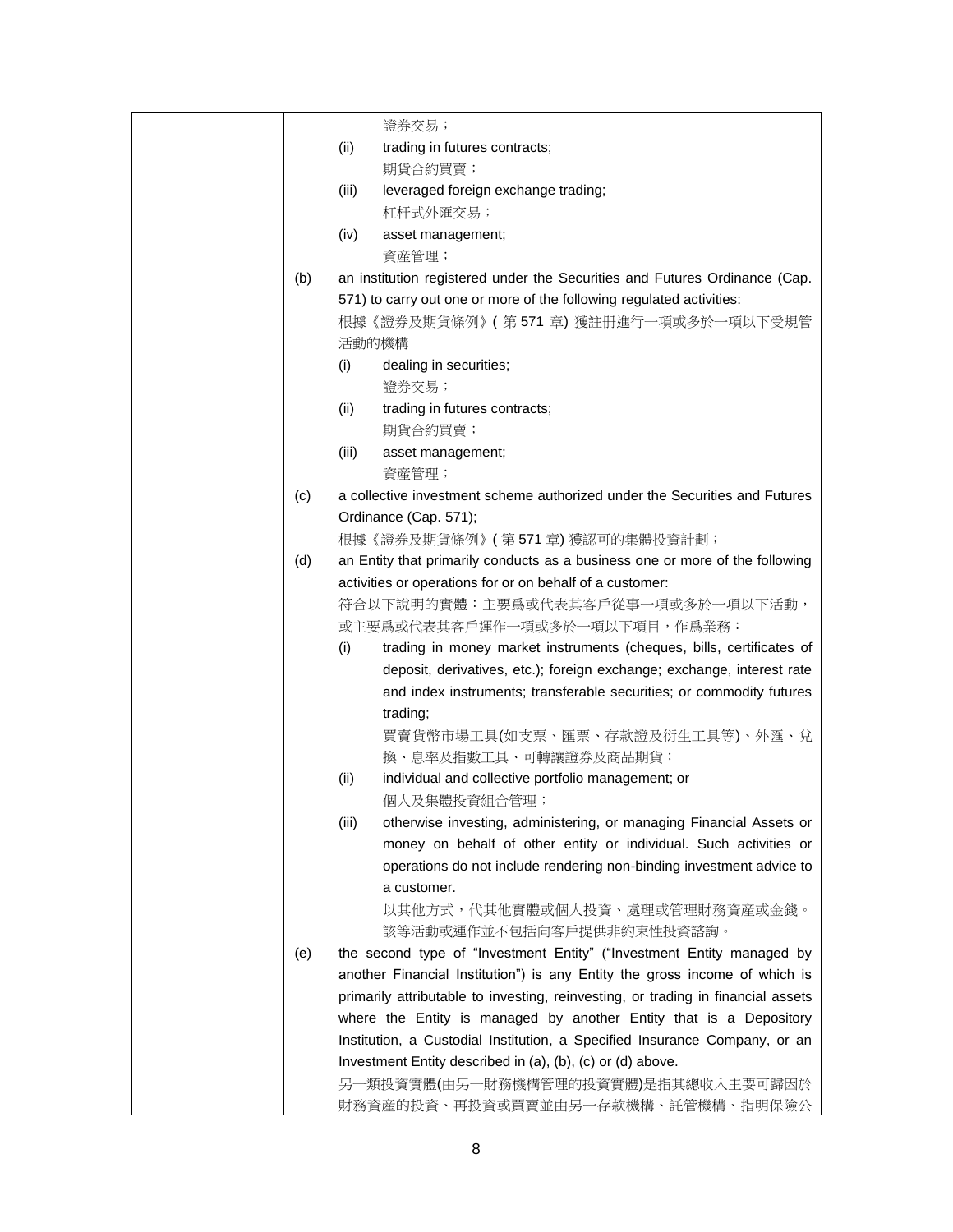證券交易；

(ii) trading in futures contracts;
期貨合約買賣；

(iii) leveraged foreign exchange trading;
杠杆式外匯交易；

(iv) asset management;
資産管理；

(b) an institution registered under the Securities and Futures Ordinance (Cap. 571) to carry out one or more of the following regulated activities:
根據《證券及期貨條例》( 第 571 章) 獲註册進行一項或多於一項以下受規管活動的機構

(i) dealing in securities;
證券交易；

(ii) trading in futures contracts;
期貨合約買賣；

(iii) asset management;
資産管理；

(c) a collective investment scheme authorized under the Securities and Futures Ordinance (Cap. 571);
根據《證券及期貨條例》( 第 571 章) 獲認可的集體投資計劃；

(d) an Entity that primarily conducts as a business one or more of the following activities or operations for or on behalf of a customer:
符合以下說明的實體：主要爲或代表其客戶從事一項或多於一項以下活動，或主要爲或代表其客戶運作一項或多於一項以下項目，作爲業務：

(i) trading in money market instruments (cheques, bills, certificates of deposit, derivatives, etc.); foreign exchange; exchange, interest rate and index instruments; transferable securities; or commodity futures trading;
買賣貨幣市場工具(如支票、匯票、存款證及衍生工具等)、外匯、兌換、息率及指數工具、可轉讓證券及商品期貨；

(ii) individual and collective portfolio management; or
個人及集體投資組合管理；

(iii) otherwise investing, administering, or managing Financial Assets or money on behalf of other entity or individual. Such activities or operations do not include rendering non-binding investment advice to a customer.
以其他方式，代其他實體或個人投資、處理或管理財務資産或金錢。該等活動或運作並不包括向客戶提供非約束性投資諮詢。

(e) the second type of "Investment Entity" ("Investment Entity managed by another Financial Institution") is any Entity the gross income of which is primarily attributable to investing, reinvesting, or trading in financial assets where the Entity is managed by another Entity that is a Depository Institution, a Custodial Institution, a Specified Insurance Company, or an Investment Entity described in (a), (b), (c) or (d) above.
另一類投資實體(由另一財務機構管理的投資實體)是指其總收入主要可歸因於財務資産的投資、再投資或買賣並由另一存款機構、託管機構、指明保險公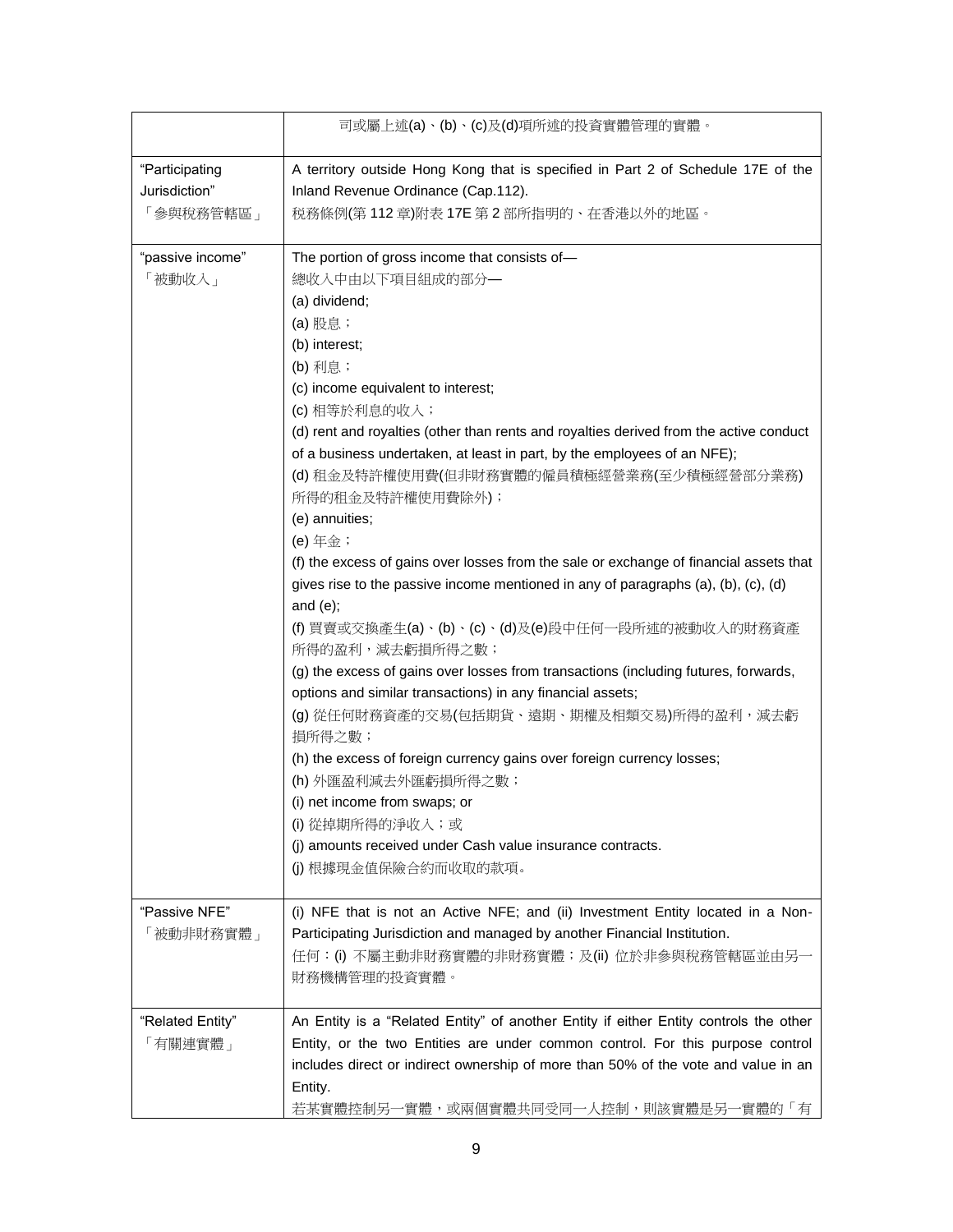| | |
|---|---|
| | 司或屬上述(a)、(b)、(c)及(d)項所述的投資實體管理的實體。 |
| "Participating Jurisdiction"<br>「參與稅務管轄區」 | A territory outside Hong Kong that is specified in Part 2 of Schedule 17E of the Inland Revenue Ordinance (Cap.112).<br>稅務條例(第 112 章)附表 17E 第 2 部所指明的、在香港以外的地區。 |
| "passive income"<br>「被動收入」 | The portion of gross income that consists of—<br>總收入中由以下項目組成的部分—<br>(a) dividend;<br>(a) 股息；<br>(b) interest;<br>(b) 利息；<br>(c) income equivalent to interest;<br>(c) 相等於利息的收入；<br>(d) rent and royalties (other than rents and royalties derived from the active conduct of a business undertaken, at least in part, by the employees of an NFE);<br>(d) 租金及特許權使用費(但非財務實體的僱員積極經營業務(至少積極經營部分業務)所得的租金及特許權使用費除外)；<br>(e) annuities;<br>(e) 年金；<br>(f) the excess of gains over losses from the sale or exchange of financial assets that gives rise to the passive income mentioned in any of paragraphs (a), (b), (c), (d) and (e);<br>(f) 買賣或交換產生(a)、(b)、(c)、(d)及(e)段中任何一段所述的被動收入的財務資產所得的盈利，減去虧損所得之數；<br>(g) the excess of gains over losses from transactions (including futures, forwards, options and similar transactions) in any financial assets;<br>(g) 從任何財務資產的交易(包括期貨、遠期、期權及相類交易)所得的盈利，減去虧損所得之數；<br>(h) the excess of foreign currency gains over foreign currency losses;<br>(h) 外匯盈利減去外匯虧損所得之數；<br>(i) net income from swaps; or<br>(i) 從掉期所得的淨收入；或<br>(j) amounts received under Cash value insurance contracts.<br>(j) 根據現金值保險合約而收取的款項。 |
| "Passive NFE"<br>「被動非財務實體」 | (i) NFE that is not an Active NFE; and (ii) Investment Entity located in a Non-Participating Jurisdiction and managed by another Financial Institution.<br>任何：(i) 不屬主動非財務實體的非財務實體；及(ii) 位於非參與稅務管轄區並由另一財務機構管理的投資實體。 |
| "Related Entity"<br>「有關連實體」 | An Entity is a "Related Entity" of another Entity if either Entity controls the other Entity, or the two Entities are under common control. For this purpose control includes direct or indirect ownership of more than 50% of the vote and value in an Entity.<br>若某實體控制另一實體，或兩個實體共同受同一人控制，則該實體是另一實體的「有 |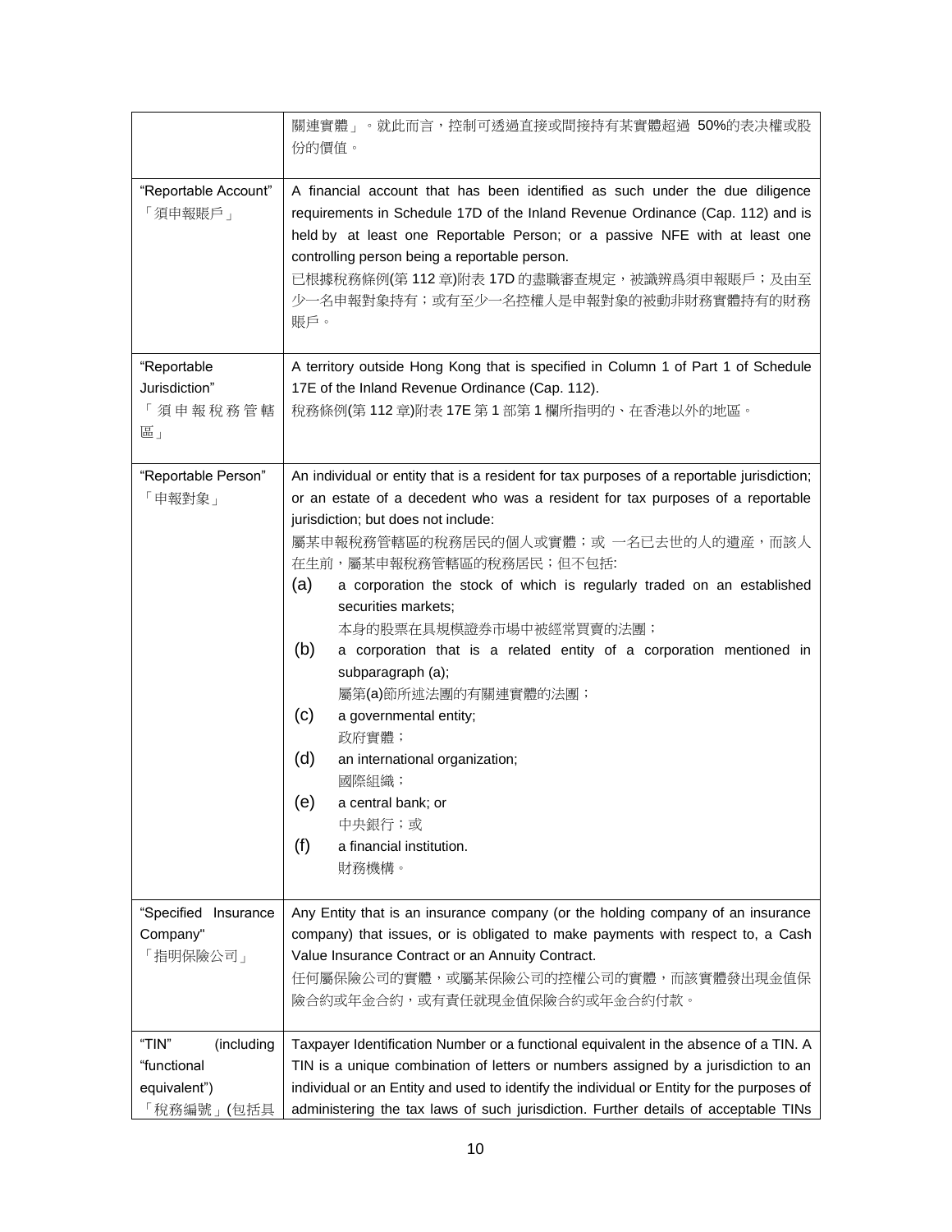| | |
|---|---|
| | 關連實體」。就此而言，控制可透過直接或間接持有某實體超過 50%的表决權或股份的價值。 |
| "Reportable Account"<br>「須申報賬戶」 | A financial account that has been identified as such under the due diligence requirements in Schedule 17D of the Inland Revenue Ordinance (Cap. 112) and is held by at least one Reportable Person; or a passive NFE with at least one controlling person being a reportable person.<br>已根據稅務條例(第 112 章)附表 17D 的盡職審查規定，被識辨爲須申報賬戶；及由至少一名申報對象持有；或有至少一名控權人是申報對象的被動非財務實體持有的財務賬戶。 |
| "Reportable Jurisdiction"<br>「須申報稅務管轄區」 | A territory outside Hong Kong that is specified in Column 1 of Part 1 of Schedule 17E of the Inland Revenue Ordinance (Cap. 112).<br>稅務條例(第 112 章)附表 17E 第 1 部第 1 欄所指明的、在香港以外的地區。 |
| "Reportable Person"<br>「申報對象」 | An individual or entity that is a resident for tax purposes of a reportable jurisdiction; or an estate of a decedent who was a resident for tax purposes of a reportable jurisdiction; but does not include:<br>屬某申報稅務管轄區的稅務居民的個人或實體；或 一名已去世的人的遺產，而該人在生前，屬某申報稅務管轄區的稅務居民；但不包括:<br>(a) a corporation the stock of which is regularly traded on an established securities markets;<br>本身的股票在具規模證券市場中被經常買賣的法團；<br>(b) a corporation that is a related entity of a corporation mentioned in subparagraph (a);<br>屬第(a)節所述法團的有關連實體的法團；<br>(c) a governmental entity;<br>政府實體；<br>(d) an international organization;<br>國際組織；<br>(e) a central bank; or<br>中央銀行；或<br>(f) a financial institution.<br>財務機構。 |
| "Specified Insurance Company"<br>「指明保險公司」 | Any Entity that is an insurance company (or the holding company of an insurance company) that issues, or is obligated to make payments with respect to, a Cash Value Insurance Contract or an Annuity Contract.<br>任何屬保險公司的實體，或屬某保險公司的控權公司的實體，而該實體發出現金值保險合約或年金合約，或有責任就現金值保險合約或年金合約付款。 |
| "TIN" (including "functional equivalent")<br>「稅務編號」(包括具 | Taxpayer Identification Number or a functional equivalent in the absence of a TIN. A TIN is a unique combination of letters or numbers assigned by a jurisdiction to an individual or an Entity and used to identify the individual or Entity for the purposes of administering the tax laws of such jurisdiction. Further details of acceptable TINs |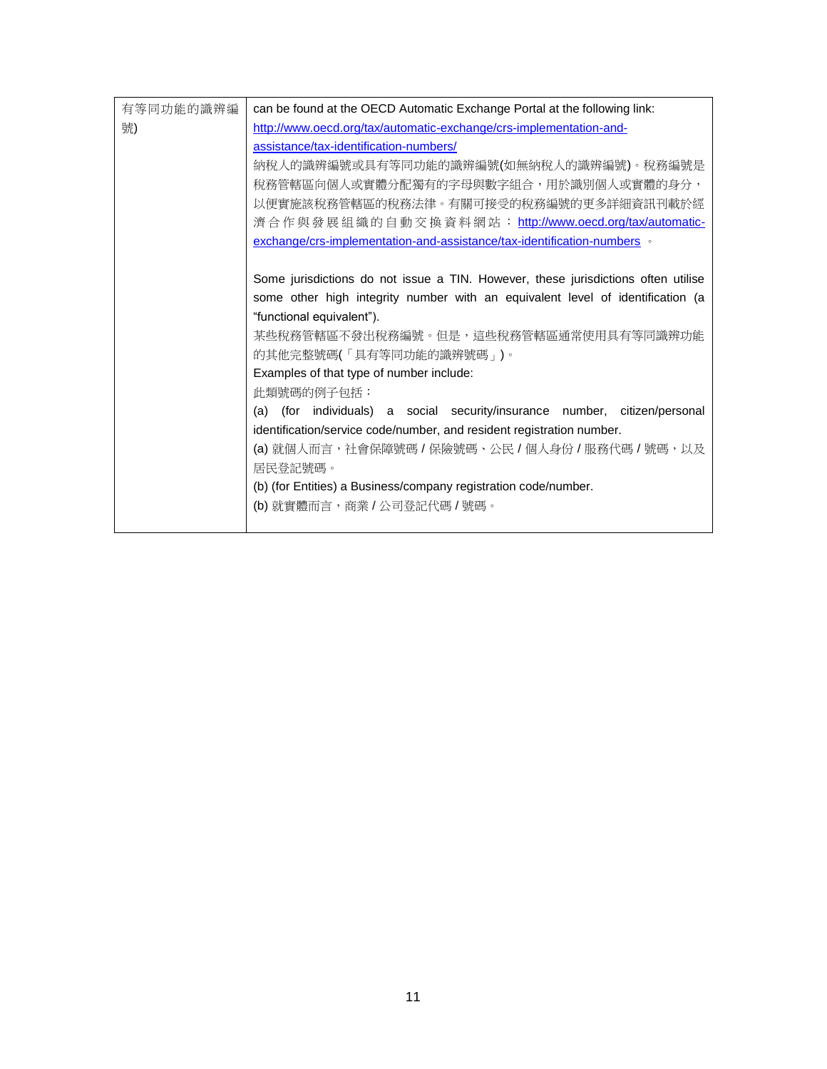| | |
|---|---|
| 有等同功能的識辨編號) | can be found at the OECD Automatic Exchange Portal at the following link: http://www.oecd.org/tax/automatic-exchange/crs-implementation-and-assistance/tax-identification-numbers/ <br>納稅人的識辨編號或具有等同功能的識辨編號(如無納稅人的識辨編號)。稅務編號是稅務管轄區向個人或實體分配獨有的字母與數字組合，用於識別個人或實體的身分，以便實施該稅務管轄區的稅務法律。有關可接受的稅務編號的更多詳細資訊刊載於經濟合作與發展組織的自動交換資料網站：http://www.oecd.org/tax/automatic-exchange/crs-implementation-and-assistance/tax-identification-numbers 。<br><br>Some jurisdictions do not issue a TIN. However, these jurisdictions often utilise some other high integrity number with an equivalent level of identification (a "functional equivalent").<br>某些稅務管轄區不發出稅務編號。但是，這些稅務管轄區通常使用具有等同識辨功能的其他完整號碼(「具有等同功能的識辨號碼」)。<br>Examples of that type of number include:<br>此類號碼的例子包括：<br>(a) (for individuals) a social security/insurance number, citizen/personal identification/service code/number, and resident registration number.<br>(a) 就個人而言，社會保障號碼 / 保險號碼、公民 / 個人身份 / 服務代碼 / 號碼，以及居民登記號碼。<br>(b) (for Entities) a Business/company registration code/number.<br>(b) 就實體而言，商業 / 公司登記代碼 / 號碼。 |